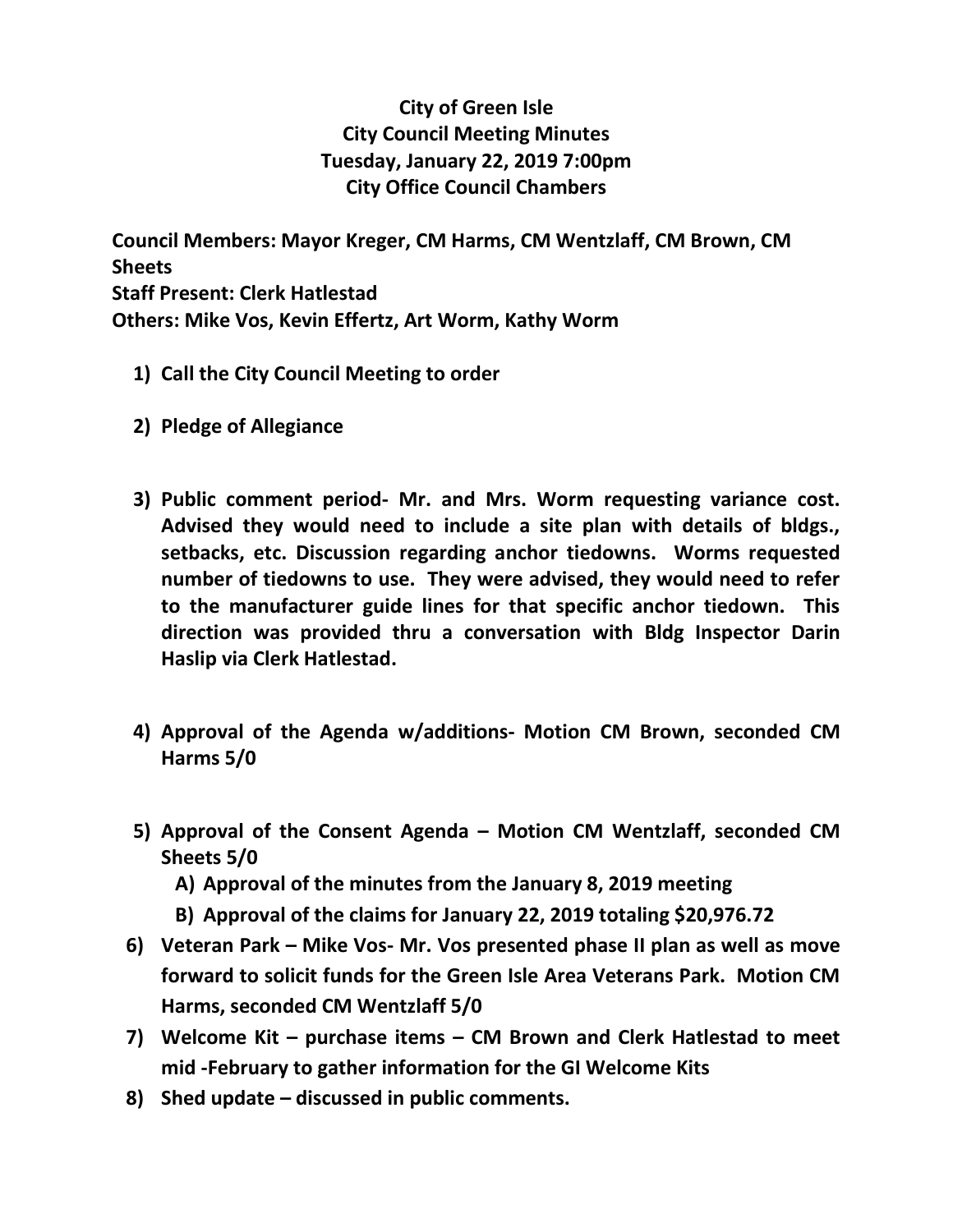# City of Green Isle
## City Council Meeting Minutes
## Tuesday, January 22, 2019 7:00pm
## City Office Council Chambers

**Council Members: Mayor Kreger, CM Harms, CM Wentzlaff, CM Brown, CM Sheets**
**Staff Present: Clerk Hatlestad**
**Others: Mike Vos, Kevin Effertz, Art Worm, Kathy Worm**

1) **Call the City Council Meeting to order**

2) **Pledge of Allegiance**

3) **Public comment period- Mr. and Mrs. Worm requesting variance cost. Advised they would need to include a site plan with details of bldgs., setbacks, etc. Discussion regarding anchor tiedowns. Worms requested number of tiedowns to use. They were advised, they would need to refer to the manufacturer guide lines for that specific anchor tiedown. This direction was provided thru a conversation with Bldg Inspector Darin Haslip via Clerk Hatlestad.**

4) **Approval of the Agenda w/additions- Motion CM Brown, seconded CM Harms 5/0**

5) **Approval of the Consent Agenda – Motion CM Wentzlaff, seconded CM Sheets 5/0**
   A) **Approval of the minutes from the January 8, 2019 meeting**
   B) **Approval of the claims for January 22, 2019 totaling $20,976.72**

6) **Veteran Park – Mike Vos- Mr. Vos presented phase II plan as well as move forward to solicit funds for the Green Isle Area Veterans Park. Motion CM Harms, seconded CM Wentzlaff 5/0**

7) **Welcome Kit – purchase items – CM Brown and Clerk Hatlestad to meet mid -February to gather information for the GI Welcome Kits**

8) **Shed update – discussed in public comments.**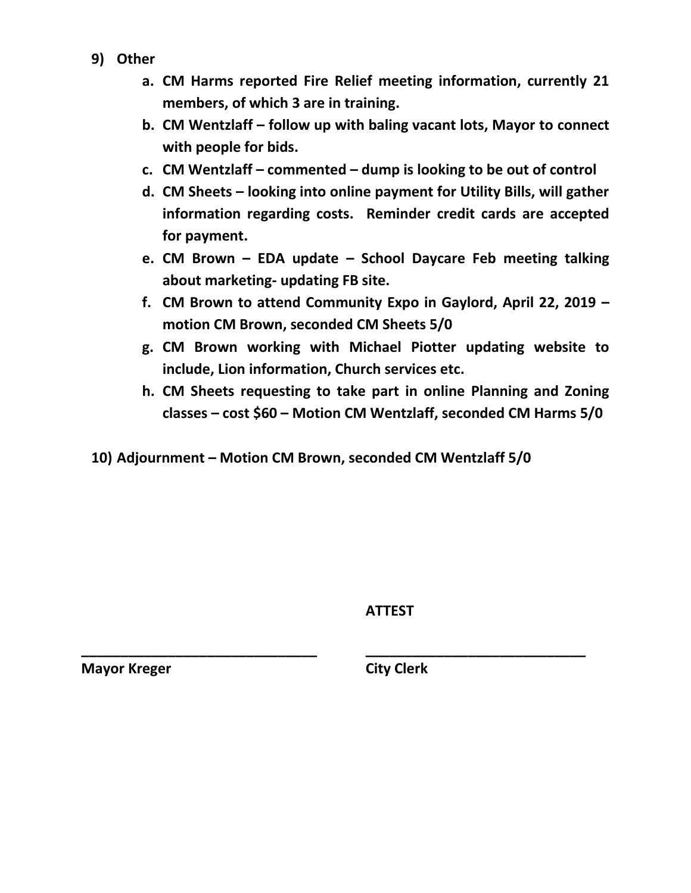**9) Other**

- a. **CM Harms reported Fire Relief meeting information, currently 21 members, of which 3 are in training.**
- b. **CM Wentzlaff – follow up with baling vacant lots, Mayor to connect with people for bids.**
- c. **CM Wentzlaff – commented – dump is looking to be out of control**
- d. **CM Sheets – looking into online payment for Utility Bills, will gather information regarding costs. Reminder credit cards are accepted for payment.**
- e. **CM Brown – EDA update – School Daycare Feb meeting talking about marketing- updating FB site.**
- f. **CM Brown to attend Community Expo in Gaylord, April 22, 2019 – motion CM Brown, seconded CM Sheets 5/0**
- g. **CM Brown working with Michael Piotter updating website to include, Lion information, Church services etc.**
- h. **CM Sheets requesting to take part in online Planning and Zoning classes – cost $60 – Motion CM Wentzlaff, seconded CM Harms 5/0**

**10) Adjournment – Motion CM Brown, seconded CM Wentzlaff 5/0**

**ATTEST**

| | |
|---|---|
| ______________________________ | ______________________________ |
| **Mayor Kreger** | **City Clerk** |